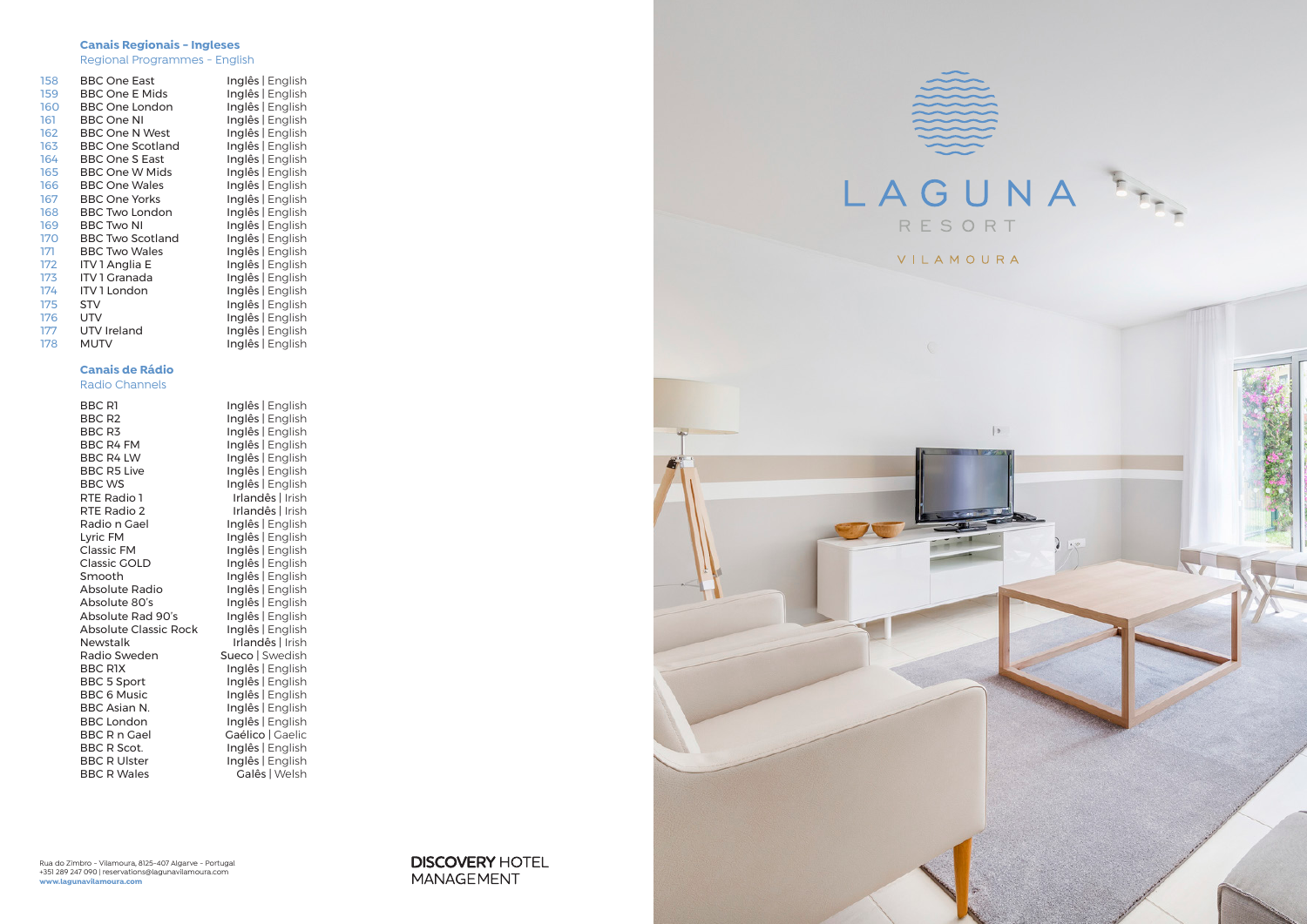## Canais Regionais – Ingleses

Regional Programmes – English

| | | |
|---|---|---|
| 158 | BBC One East | Inglês \| English |
| 159 | BBC One E Mids | Inglês \| English |
| 160 | BBC One London | Inglês \| English |
| 161 | BBC One NI | Inglês \| English |
| 162 | BBC One N West | Inglês \| English |
| 163 | BBC One Scotland | Inglês \| English |
| 164 | BBC One S East | Inglês \| English |
| 165 | BBC One W Mids | Inglês \| English |
| 166 | BBC One Wales | Inglês \| English |
| 167 | BBC One Yorks | Inglês \| English |
| 168 | BBC Two London | Inglês \| English |
| 169 | BBC Two NI | Inglês \| English |
| 170 | BBC Two Scotland | Inglês \| English |
| 171 | BBC Two Wales | Inglês \| English |
| 172 | ITV 1 Anglia E | Inglês \| English |
| 173 | ITV 1 Granada | Inglês \| English |
| 174 | ITV 1 London | Inglês \| English |
| 175 | STV | Inglês \| English |
| 176 | UTV | Inglês \| English |
| 177 | UTV Ireland | Inglês \| English |
| 178 | MUTV | Inglês \| English |

## Canais de Rádio

Radio Channels

| | |
|---|---|
| BBC R1 | Inglês \| English |
| BBC R2 | Inglês \| English |
| BBC R3 | Inglês \| English |
| BBC R4 FM | Inglês \| English |
| BBC R4 LW | Inglês \| English |
| BBC R5 Live | Inglês \| English |
| BBC WS | Inglês \| English |
| RTE Radio 1 | Irlandês \| Irish |
| RTE Radio 2 | Irlandês \| Irish |
| Radio n Gael | Inglês \| English |
| Lyric FM | Inglês \| English |
| Classic FM | Inglês \| English |
| Classic GOLD | Inglês \| English |
| Smooth | Inglês \| English |
| Absolute Radio | Inglês \| English |
| Absolute 80's | Inglês \| English |
| Absolute Rad 90's | Inglês \| English |
| Absolute Classic Rock | Inglês \| English |
| Newstalk | Irlandês \| Irish |
| Radio Sweden | Sueco \| Swedish |
| BBC R1X | Inglês \| English |
| BBC 5 Sport | Inglês \| English |
| BBC 6 Music | Inglês \| English |
| BBC Asian N. | Inglês \| English |
| BBC London | Inglês \| English |
| BBC R n Gael | Gaélico \| Gaelic |
| BBC R Scot. | Inglês \| English |
| BBC R Ulster | Inglês \| English |
| BBC R Wales | Galês \| Welsh |

Rua do Zimbro – Vilamoura, 8125-407 Algarve – Portugal
+351 289 247 090 | reservations@lagunavilamoura.com
**www.lagunavilamoura.com**

**DISCOVERY** HOTEL MANAGEMENT

LAGUNA
RESORT
VILAMOURA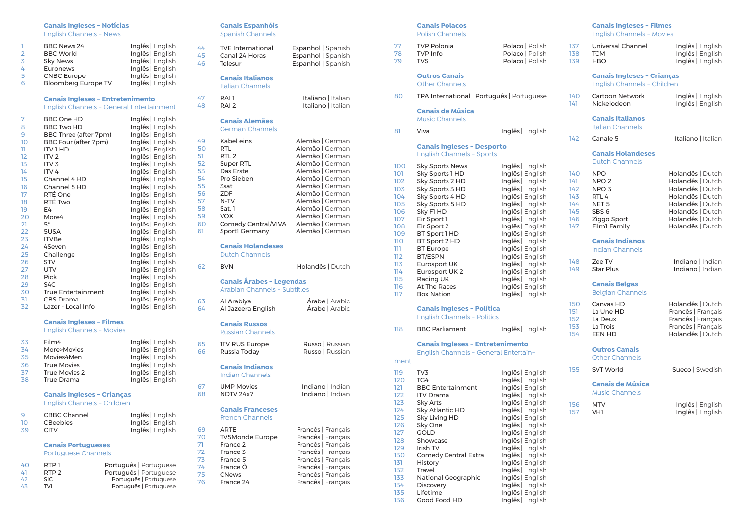## Canais Ingleses - Notícias
English Channels - News

| | | |
|---|---|---|
| 1 | BBC News 24 | Inglês \| English |
| 2 | BBC World | Inglês \| English |
| 3 | Sky News | Inglês \| English |
| 4 | Euronews | Inglês \| English |
| 5 | CNBC Europe | Inglês \| English |
| 6 | Bloomberg Europe TV | Inglês \| English |

## Canais Ingleses - Entretenimento
English Channels - General Entertainment

| | | |
|---|---|---|
| 7 | BBC One HD | Inglês \| English |
| 8 | BBC Two HD | Inglês \| English |
| 9 | BBC Three (after 7pm) | Inglês \| English |
| 10 | BBC Four (after 7pm) | Inglês \| English |
| 11 | ITV 1 HD | Inglês \| English |
| 12 | ITV 2 | Inglês \| English |
| 13 | ITV 3 | Inglês \| English |
| 14 | ITV 4 | Inglês \| English |
| 15 | Channel 4 HD | Inglês \| English |
| 16 | Channel 5 HD | Inglês \| English |
| 17 | RTÉ One | Inglês \| English |
| 18 | RTÉ Two | Inglês \| English |
| 19 | E4 | Inglês \| English |
| 20 | More4 | Inglês \| English |
| 21 | 5* | Inglês \| English |
| 22 | 5USA | Inglês \| English |
| 23 | ITVBe | Inglês \| English |
| 24 | 4Seven | Inglês \| English |
| 25 | Challenge | Inglês \| English |
| 26 | STV | Inglês \| English |
| 27 | UTV | Inglês \| English |
| 28 | Pick | Inglês \| English |
| 29 | S4C | Inglês \| English |
| 30 | True Entertainment | Inglês \| English |
| 31 | CBS Drama | Inglês \| English |
| 32 | Lazer - Local Info | Inglês \| English |

## Canais Ingleses - Filmes
English Channels - Movies

| | | |
|---|---|---|
| 33 | Film4 | Inglês \| English |
| 34 | More>Movies | Inglês \| English |
| 35 | Movies4Men | Inglês \| English |
| 36 | True Movies | Inglês \| English |
| 37 | True Movies 2 | Inglês \| English |
| 38 | True Drama | Inglês \| English |

## Canais Ingleses - Crianças
English Channels - Children

| | | |
|---|---|---|
| 9 | CBBC Channel | Inglês \| English |
| 10 | CBeebies | Inglês \| English |
| 39 | CITV | Inglês \| English |

## Canais Portugueses
Portuguese Channels

| | | |
|---|---|---|
| 40 | RTP 1 | Português \| Portuguese |
| 41 | RTP 2 | Português \| Portuguese |
| 42 | SIC | Português \| Portuguese |
| 43 | TVI | Português \| Portuguese |

## Canais Espanhóis
Spanish Channels

| | | |
|---|---|---|
| 44 | TVE International | Espanhol \| Spanish |
| 45 | Canal 24 Horas | Espanhol \| Spanish |
| 46 | Telesur | Espanhol \| Spanish |

## Canais Italianos
Italian Channels

| | | |
|---|---|---|
| 47 | RAI 1 | Italiano \| Italian |
| 48 | RAI 2 | Italiano \| Italian |

## Canais Alemães
German Channels

| | | |
|---|---|---|
| 49 | Kabel eins | Alemão \| German |
| 50 | RTL | Alemão \| German |
| 51 | RTL 2 | Alemão \| German |
| 52 | Super RTL | Alemão \| German |
| 53 | Das Erste | Alemão \| German |
| 54 | Pro Sieben | Alemão \| German |
| 55 | 3sat | Alemão \| German |
| 56 | ZDF | Alemão \| German |
| 57 | N-TV | Alemão \| German |
| 58 | Sat. 1 | Alemão \| German |
| 59 | VOX | Alemão \| German |
| 60 | Comedy Central/VIVA | Alemão \| German |
| 61 | Sport1 Germany | Alemão \| German |

## Canais Holandeses
Dutch Channels

| | | |
|---|---|---|
| 62 | BVN | Holandês \| Dutch |

## Canais Árabes - Legendas
Arabian Channels - Subtitles

| | | |
|---|---|---|
| 63 | Al Arabiya | Árabe \| Arabic |
| 64 | Al Jazeera English | Árabe \| Arabic |

## Canais Russos
Russian Channels

| | | |
|---|---|---|
| 65 | 1TV RUS Europe | Russo \| Russian |
| 66 | Russia Today | Russo \| Russian |

## Canais Indianos
Indian Channels

| | | |
|---|---|---|
| 67 | UMP Movies | Indiano \| Indian |
| 68 | NDTV 24x7 | Indiano \| Indian |

## Canais Franceses
French Channels

| | | |
|---|---|---|
| 69 | ARTE | Francês \| Français |
| 70 | TV5Monde Europe | Francês \| Français |
| 71 | France 2 | Francês \| Français |
| 72 | France 3 | Francês \| Français |
| 73 | France 5 | Francês \| Français |
| 74 | France Ô | Francês \| Français |
| 75 | CNews | Francês \| Français |
| 76 | France 24 | Francês \| Français |

## Canais Polacos
Polish Channels

| | | |
|---|---|---|
| 77 | TVP Polonia | Polaco \| Polish |
| 78 | TVP Info | Polaco \| Polish |
| 79 | TVS | Polaco \| Polish |

## Outros Canais
Other Channels

| | | |
|---|---|---|
| 80 | TPA International | Português \| Portuguese |

## Canais de Música
Music Channels

| | | |
|---|---|---|
| 81 | Viva | Inglês \| English |

## Canais Ingleses - Desporto
English Channels - Sports

| | | |
|---|---|---|
| 100 | Sky Sports News | Inglês \| English |
| 101 | Sky Sports 1 HD | Inglês \| English |
| 102 | Sky Sports 2 HD | Inglês \| English |
| 103 | Sky Sports 3 HD | Inglês \| English |
| 104 | Sky Sports 4 HD | Inglês \| English |
| 105 | Sky Sports 5 HD | Inglês \| English |
| 106 | Sky F1 HD | Inglês \| English |
| 107 | Eir Sport 1 | Inglês \| English |
| 108 | Eir Sport 2 | Inglês \| English |
| 109 | BT Sport 1 HD | Inglês \| English |
| 110 | BT Sport 2 HD | Inglês \| English |
| 111 | BT Europe | Inglês \| English |
| 112 | BT/ESPN | Inglês \| English |
| 113 | Eurosport UK | Inglês \| English |
| 114 | Eurosport UK 2 | Inglês \| English |
| 115 | Racing UK | Inglês \| English |
| 116 | At The Races | Inglês \| English |
| 117 | Box Nation | Inglês \| English |

## Canais Ingleses - Política
English Channels - Politics

| | | |
|---|---|---|
| 118 | BBC Parliament | Inglês \| English |

## Canais Ingleses - Entretenimento
English Channels - General Entertainment

| | | |
|---|---|---|
| 119 | TV3 | Inglês \| English |
| 120 | TG4 | Inglês \| English |
| 121 | BBC Entertainment | Inglês \| English |
| 122 | ITV Drama | Inglês \| English |
| 123 | Sky Arts | Inglês \| English |
| 124 | Sky Atlantic HD | Inglês \| English |
| 125 | Sky Living HD | Inglês \| English |
| 126 | Sky One | Inglês \| English |
| 127 | GOLD | Inglês \| English |
| 128 | Showcase | Inglês \| English |
| 129 | Irish TV | Inglês \| English |
| 130 | Comedy Central Extra | Inglês \| English |
| 131 | History | Inglês \| English |
| 132 | Travel | Inglês \| English |
| 133 | National Geographic | Inglês \| English |
| 134 | Discovery | Inglês \| English |
| 135 | Lifetime | Inglês \| English |
| 136 | Good Food HD | Inglês \| English |

## Canais Ingleses - Filmes
English Channels - Movies

| | | |
|---|---|---|
| 137 | Universal Channel | Inglês \| English |
| 138 | TCM | Inglês \| English |
| 139 | HBO | Inglês \| English |

## Canais Ingleses - Crianças
English Channels - Children

| | | |
|---|---|---|
| 140 | Cartoon Network | Inglês \| English |
| 141 | Nickelodeon | Inglês \| English |

## Canais Italianos
Italian Channels

| | | |
|---|---|---|
| 142 | Canale 5 | Italiano \| Italian |

## Canais Holandeses
Dutch Channels

| | | |
|---|---|---|
| 140 | NPO | Holandês \| Dutch |
| 141 | NPO 2 | Holandês \| Dutch |
| 142 | NPO 3 | Holandês \| Dutch |
| 143 | RTL 4 | Holandês \| Dutch |
| 144 | NET 5 | Holandês \| Dutch |
| 145 | SBS 6 | Holandês \| Dutch |
| 146 | Ziggo Sport | Holandês \| Dutch |
| 147 | Film1 Family | Holandês \| Dutch |

## Canais Indianos
Indian Channels

| | | |
|---|---|---|
| 148 | Zee TV | Indiano \| Indian |
| 149 | Star Plus | Indiano \| Indian |

## Canais Belgas
Belgian Channels

| | | |
|---|---|---|
| 150 | Canvas HD | Holandês \| Dutch |
| 151 | La Une HD | Francês \| Français |
| 152 | La Deux | Francês \| Français |
| 153 | La Trois | Francês \| Français |
| 154 | EEN HD | Holandês \| Dutch |

## Outros Canais
Other Channels

| | | |
|---|---|---|
| 155 | SVT World | Sueco \| Swedish |

## Canais de Música
Music Channels

| | | |
|---|---|---|
| 156 | MTV | Inglês \| English |
| 157 | VH1 | Inglês \| English |